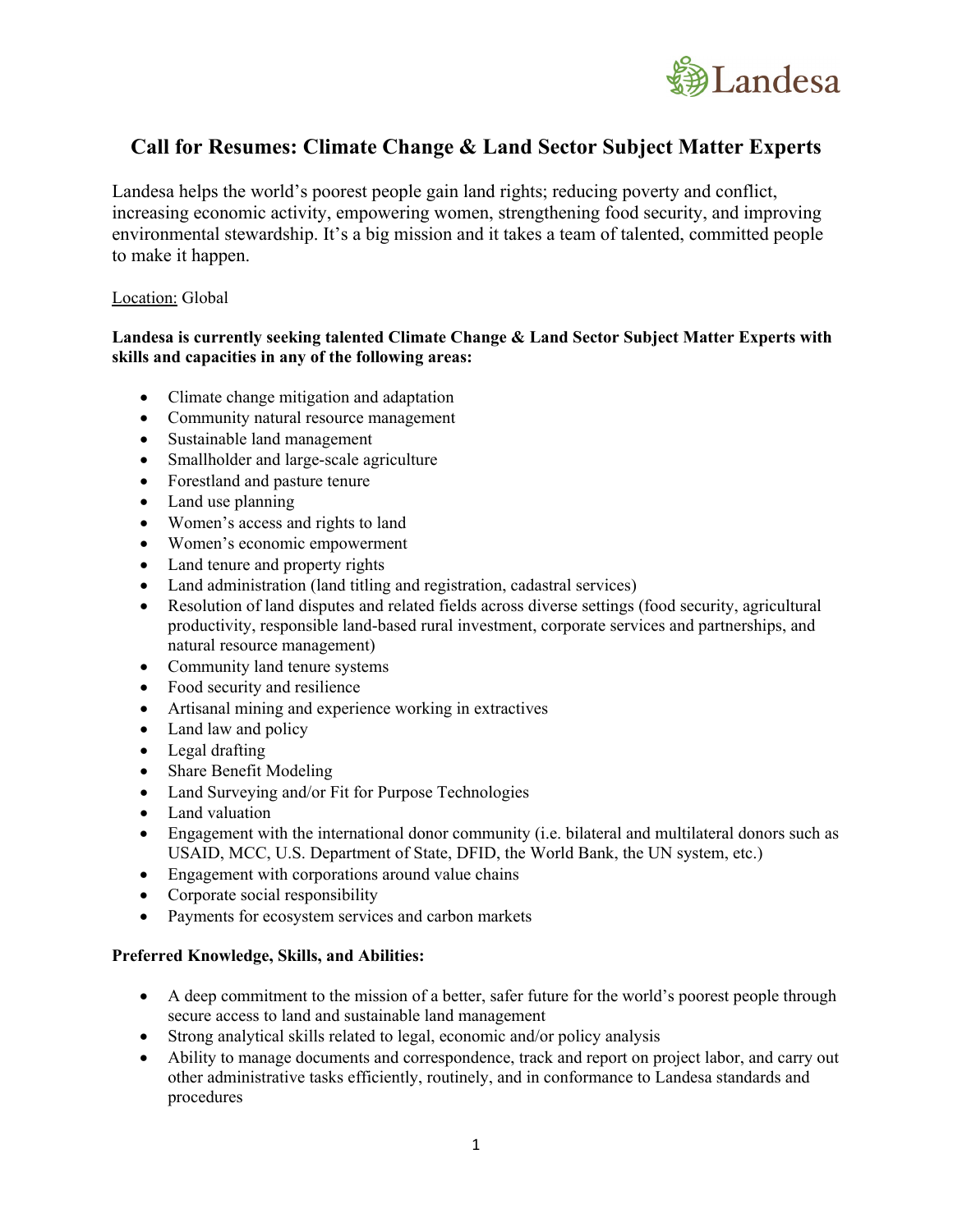# Call for Resumes: Climate Change & Land Sector Subject Matter Experts

Landesa helps the world's poorest people gain land rights; reducing poverty and conflict, increasing economic activity, empowering women, strengthening food security, and improving environmental stewardship. It's a big mission and it takes a team of talented, committed people to make it happen.

Location: Global

**Landesa is currently seeking talented Climate Change & Land Sector Subject Matter Experts with skills and capacities in any of the following areas:**

- Climate change mitigation and adaptation
- Community natural resource management
- Sustainable land management
- Smallholder and large-scale agriculture
- Forestland and pasture tenure
- Land use planning
- Women's access and rights to land
- Women's economic empowerment
- Land tenure and property rights
- Land administration (land titling and registration, cadastral services)
- Resolution of land disputes and related fields across diverse settings (food security, agricultural productivity, responsible land-based rural investment, corporate services and partnerships, and natural resource management)
- Community land tenure systems
- Food security and resilience
- Artisanal mining and experience working in extractives
- Land law and policy
- Legal drafting
- Share Benefit Modeling
- Land Surveying and/or Fit for Purpose Technologies
- Land valuation
- Engagement with the international donor community (i.e. bilateral and multilateral donors such as USAID, MCC, U.S. Department of State, DFID, the World Bank, the UN system, etc.)
- Engagement with corporations around value chains
- Corporate social responsibility
- Payments for ecosystem services and carbon markets

**Preferred Knowledge, Skills, and Abilities:**

- A deep commitment to the mission of a better, safer future for the world's poorest people through secure access to land and sustainable land management
- Strong analytical skills related to legal, economic and/or policy analysis
- Ability to manage documents and correspondence, track and report on project labor, and carry out other administrative tasks efficiently, routinely, and in conformance to Landesa standards and procedures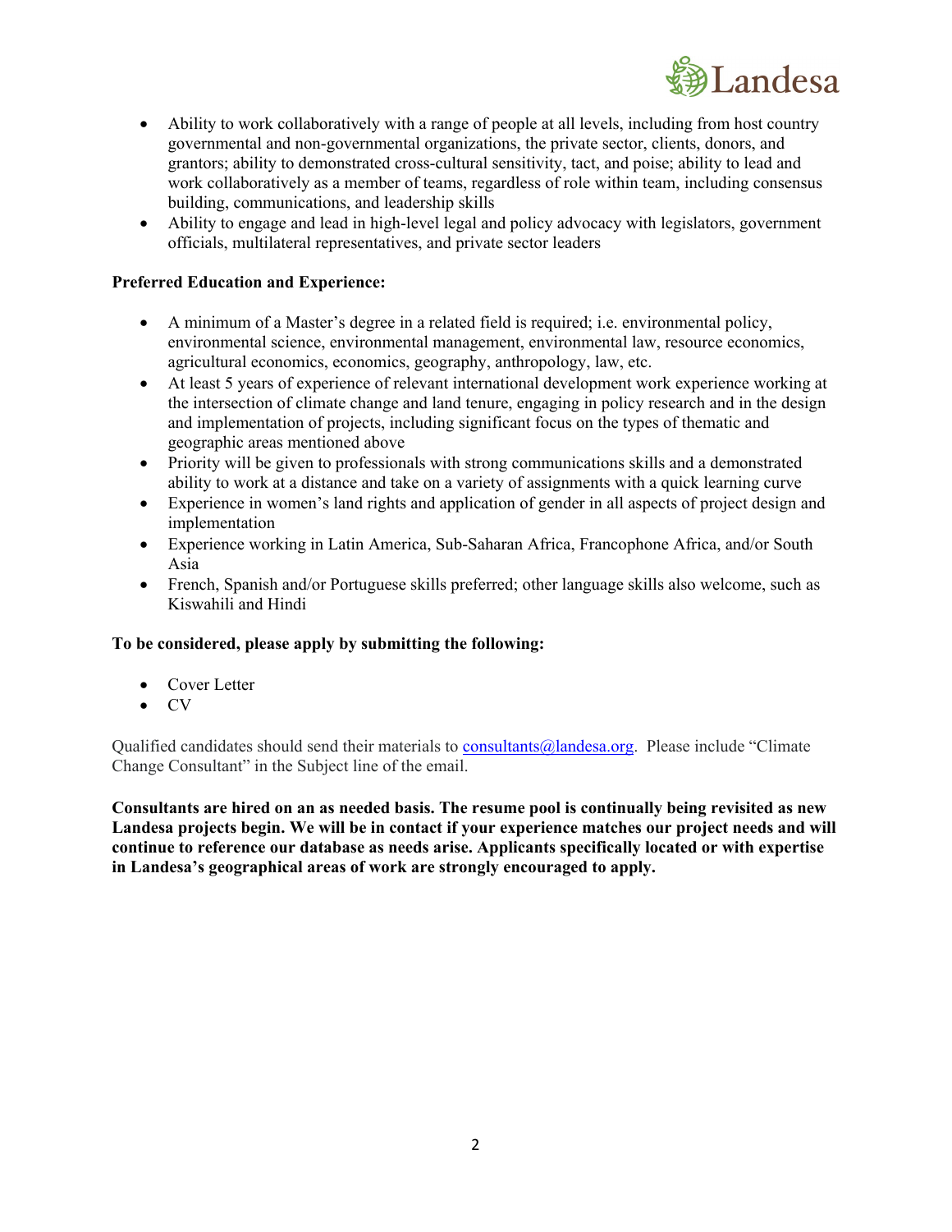- Ability to work collaboratively with a range of people at all levels, including from host country governmental and non-governmental organizations, the private sector, clients, donors, and grantors; ability to demonstrated cross-cultural sensitivity, tact, and poise; ability to lead and work collaboratively as a member of teams, regardless of role within team, including consensus building, communications, and leadership skills
- Ability to engage and lead in high-level legal and policy advocacy with legislators, government officials, multilateral representatives, and private sector leaders

**Preferred Education and Experience:**

- A minimum of a Master's degree in a related field is required; i.e. environmental policy, environmental science, environmental management, environmental law, resource economics, agricultural economics, economics, geography, anthropology, law, etc.
- At least 5 years of experience of relevant international development work experience working at the intersection of climate change and land tenure, engaging in policy research and in the design and implementation of projects, including significant focus on the types of thematic and geographic areas mentioned above
- Priority will be given to professionals with strong communications skills and a demonstrated ability to work at a distance and take on a variety of assignments with a quick learning curve
- Experience in women's land rights and application of gender in all aspects of project design and implementation
- Experience working in Latin America, Sub-Saharan Africa, Francophone Africa, and/or South Asia
- French, Spanish and/or Portuguese skills preferred; other language skills also welcome, such as Kiswahili and Hindi

**To be considered, please apply by submitting the following:**

- Cover Letter
- CV

Qualified candidates should send their materials to consultants@landesa.org. Please include "Climate Change Consultant" in the Subject line of the email.

**Consultants are hired on an as needed basis. The resume pool is continually being revisited as new Landesa projects begin. We will be in contact if your experience matches our project needs and will continue to reference our database as needs arise. Applicants specifically located or with expertise in Landesa's geographical areas of work are strongly encouraged to apply.**